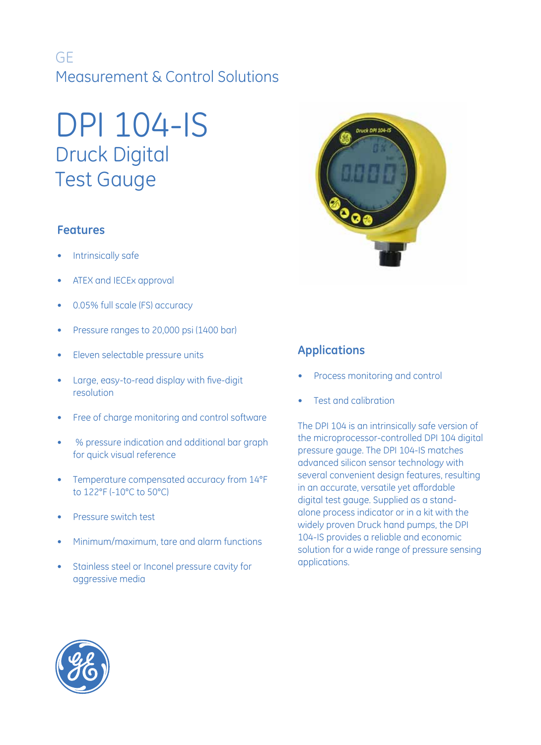GE

Measurement & Control Solutions

# DPI 104-IS

## Druck Digital Test Gauge

### Features

- Intrinsically safe
- ATEX and IECEx approval
- 0.05% full scale (FS) accuracy
- Pressure ranges to 20,000 psi (1400 bar)
- Eleven selectable pressure units
- Large, easy-to-read display with five-digit resolution
- Free of charge monitoring and control software
- % pressure indication and additional bar graph for quick visual reference
- Temperature compensated accuracy from 14°F to 122°F (-10°C to 50°C)
- Pressure switch test
- Minimum/maximum, tare and alarm functions
- Stainless steel or Inconel pressure cavity for aggressive media

### Applications

- Process monitoring and control
- Test and calibration

The DPI 104 is an intrinsically safe version of the microprocessor-controlled DPI 104 digital pressure gauge. The DPI 104-IS matches advanced silicon sensor technology with several convenient design features, resulting in an accurate, versatile yet affordable digital test gauge. Supplied as a stand-alone process indicator or in a kit with the widely proven Druck hand pumps, the DPI 104-IS provides a reliable and economic solution for a wide range of pressure sensing applications.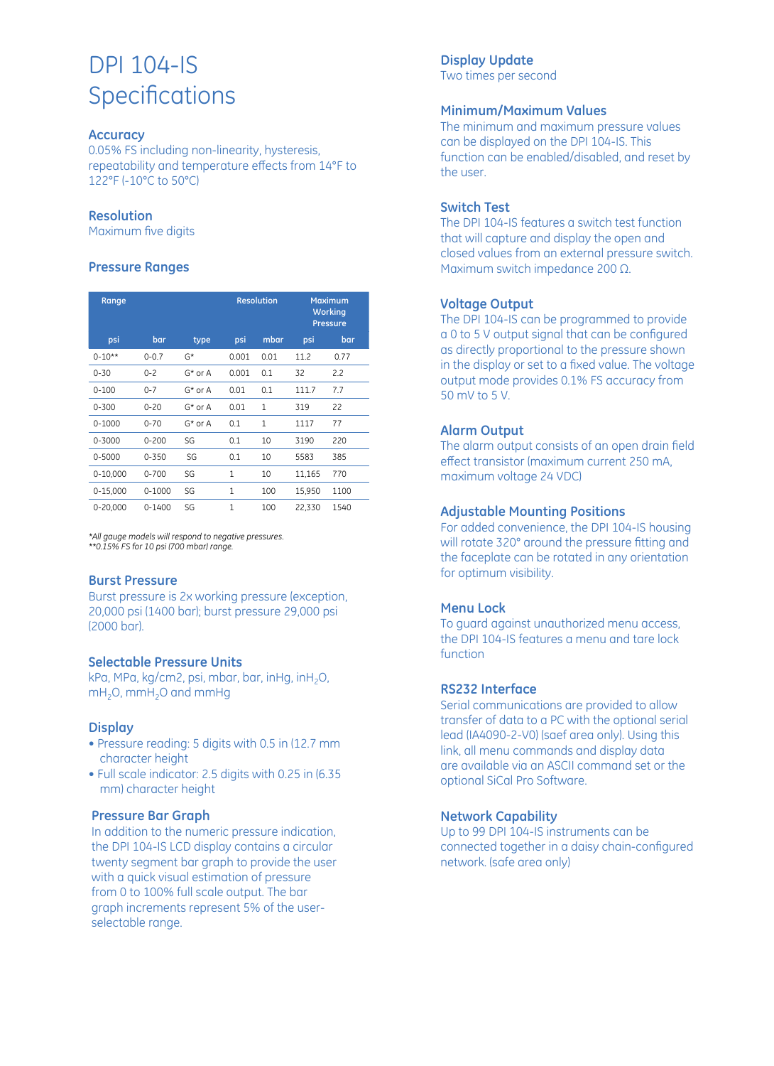# DPI 104-IS Specifications

## Accuracy

0.05% FS including non-linearity, hysteresis, repeatability and temperature effects from 14°F to 122°F (-10°C to 50°C)

## Resolution

Maximum five digits

## Pressure Ranges

| Range | | | Resolution | | Maximum Working Pressure | |
|---|---|---|---|---|---|---|
| psi | bar | type | psi | mbar | psi | bar |
| 0-10** | 0-0.7 | G* | 0.001 | 0.01 | 11.2 | 0.77 |
| 0-30 | 0-2 | G* or A | 0.001 | 0.1 | 32 | 2.2 |
| 0-100 | 0-7 | G* or A | 0.01 | 0.1 | 111.7 | 7.7 |
| 0-300 | 0-20 | G* or A | 0.01 | 1 | 319 | 22 |
| 0-1000 | 0-70 | G* or A | 0.1 | 1 | 1117 | 77 |
| 0-3000 | 0-200 | SG | 0.1 | 10 | 3190 | 220 |
| 0-5000 | 0-350 | SG | 0.1 | 10 | 5583 | 385 |
| 0-10,000 | 0-700 | SG | 1 | 10 | 11,165 | 770 |
| 0-15,000 | 0-1000 | SG | 1 | 100 | 15,950 | 1100 |
| 0-20,000 | 0-1400 | SG | 1 | 100 | 22,330 | 1540 |

*All gauge models will respond to negative pressures.
**0.15% FS for 10 psi (700 mbar) range.

## Burst Pressure

Burst pressure is 2x working pressure (exception, 20,000 psi (1400 bar); burst pressure 29,000 psi (2000 bar).

## Selectable Pressure Units

kPa, MPa, kg/cm2, psi, mbar, bar, inHg, $inH_2O$, $mH_2O$, $mmH_2O$ and mmHg

## Display

- Pressure reading: 5 digits with 0.5 in (12.7 mm character height
- Full scale indicator: 2.5 digits with 0.25 in (6.35 mm) character height

## Pressure Bar Graph

In addition to the numeric pressure indication, the DPI 104-IS LCD display contains a circular twenty segment bar graph to provide the user with a quick visual estimation of pressure from 0 to 100% full scale output. The bar graph increments represent 5% of the user-selectable range.

## Display Update

Two times per second

## Minimum/Maximum Values

The minimum and maximum pressure values can be displayed on the DPI 104-IS. This function can be enabled/disabled, and reset by the user.

## Switch Test

The DPI 104-IS features a switch test function that will capture and display the open and closed values from an external pressure switch. Maximum switch impedance 200 Ω.

## Voltage Output

The DPI 104-IS can be programmed to provide a 0 to 5 V output signal that can be configured as directly proportional to the pressure shown in the display or set to a fixed value. The voltage output mode provides 0.1% FS accuracy from 50 mV to 5 V.

## Alarm Output

The alarm output consists of an open drain field effect transistor (maximum current 250 mA, maximum voltage 24 VDC)

## Adjustable Mounting Positions

For added convenience, the DPI 104-IS housing will rotate 320° around the pressure fitting and the faceplate can be rotated in any orientation for optimum visibility.

## Menu Lock

To guard against unauthorized menu access, the DPI 104-IS features a menu and tare lock function

## RS232 Interface

Serial communications are provided to allow transfer of data to a PC with the optional serial lead (IA4090-2-V0) (saef area only). Using this link, all menu commands and display data are available via an ASCII command set or the optional SiCal Pro Software.

## Network Capability

Up to 99 DPI 104-IS instruments can be connected together in a daisy chain-configured network. (safe area only)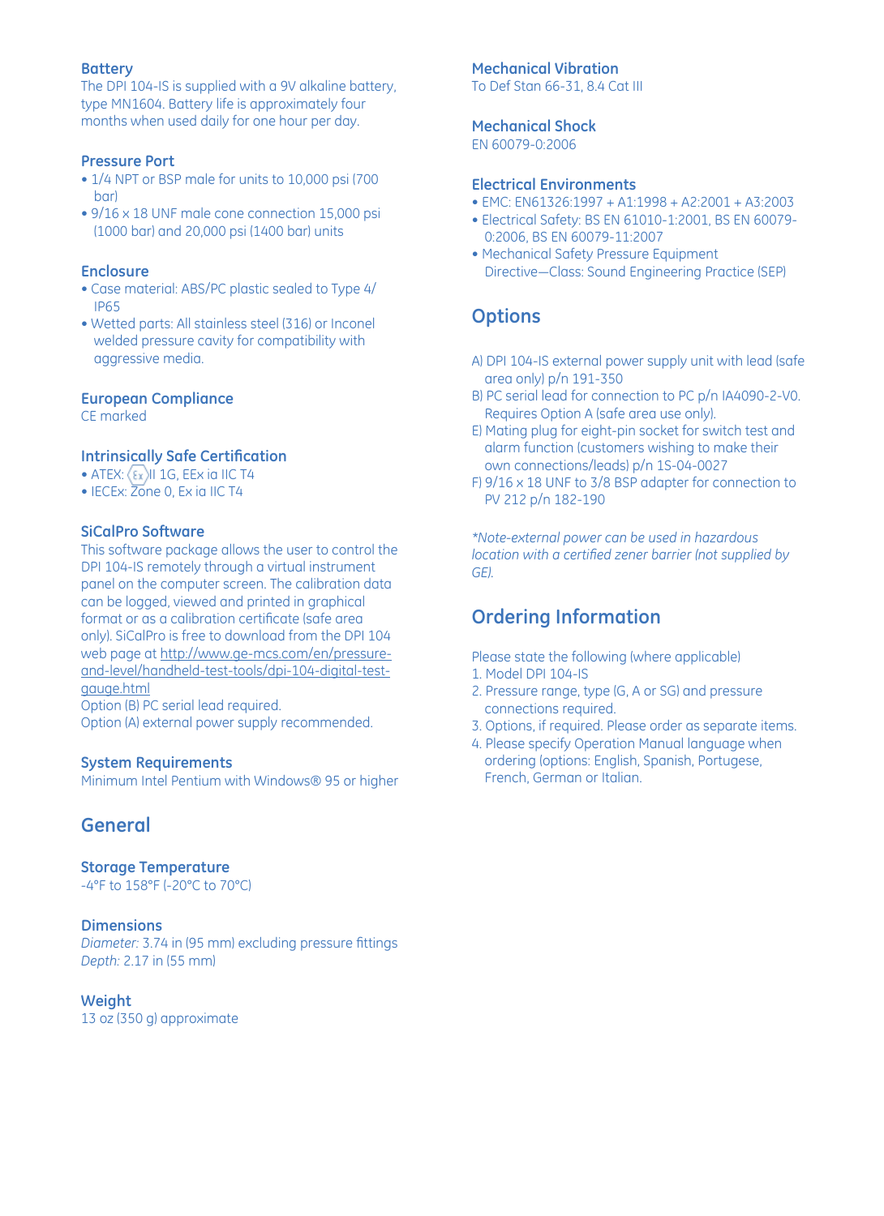### Battery

The DPI 104-IS is supplied with a 9V alkaline battery, type MN1604. Battery life is approximately four months when used daily for one hour per day.

### Pressure Port

- 1/4 NPT or BSP male for units to 10,000 psi (700 bar)
- 9/16 x 18 UNF male cone connection 15,000 psi (1000 bar) and 20,000 psi (1400 bar) units

### Enclosure

- Case material: ABS/PC plastic sealed to Type 4/ IP65
- Wetted parts: All stainless steel (316) or Inconel welded pressure cavity for compatibility with aggressive media.

### European Compliance

CE marked

### Intrinsically Safe Certification

- ATEX: Ex II 1G, EEx ia IIC T4
- IECEx: Zone 0, Ex ia IIC T4

### SiCalPro Software

This software package allows the user to control the DPI 104-IS remotely through a virtual instrument panel on the computer screen. The calibration data can be logged, viewed and printed in graphical format or as a calibration certificate (safe area only). SiCalPro is free to download from the DPI 104 web page at http://www.ge-mcs.com/en/pressure-and-level/handheld-test-tools/dpi-104-digital-test-gauge.html

Option (B) PC serial lead required.

Option (A) external power supply recommended.

### System Requirements

Minimum Intel Pentium with Windows® 95 or higher

## General

### Storage Temperature

-4°F to 158°F (-20°C to 70°C)

### Dimensions

*Diameter:* 3.74 in (95 mm) excluding pressure fittings

*Depth:* 2.17 in (55 mm)

### Weight

13 oz (350 g) approximate

### Mechanical Vibration

To Def Stan 66-31, 8.4 Cat III

### Mechanical Shock

EN 60079-0:2006

### Electrical Environments

- EMC: EN61326:1997 + A1:1998 + A2:2001 + A3:2003
- Electrical Safety: BS EN 61010-1:2001, BS EN 60079-0:2006, BS EN 60079-11:2007
- Mechanical Safety Pressure Equipment Directive—Class: Sound Engineering Practice (SEP)

## Options

A) DPI 104-IS external power supply unit with lead (safe area only) p/n 191-350

B) PC serial lead for connection to PC p/n IA4090-2-V0. Requires Option A (safe area use only).

E) Mating plug for eight-pin socket for switch test and alarm function (customers wishing to make their own connections/leads) p/n 1S-04-0027

F) 9/16 x 18 UNF to 3/8 BSP adapter for connection to PV 212 p/n 182-190

*\*Note-external power can be used in hazardous location with a certified zener barrier (not supplied by GE).*

## Ordering Information

Please state the following (where applicable)

1. Model DPI 104-IS
2. Pressure range, type (G, A or SG) and pressure connections required.
3. Options, if required. Please order as separate items.
4. Please specify Operation Manual language when ordering (options: English, Spanish, Portugese, French, German or Italian.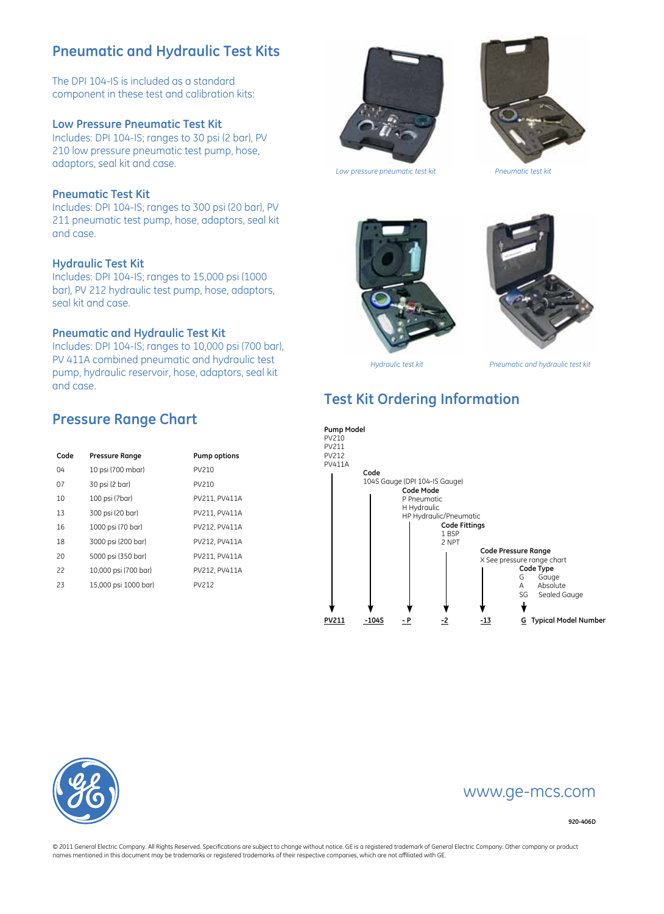## Pneumatic and Hydraulic Test Kits

The DPI 104-IS is included as a standard component in these test and calibration kits:

### Low Pressure Pneumatic Test Kit

Includes: DPI 104-IS; ranges to 30 psi (2 bar), PV 210 low pressure pneumatic test pump, hose, adaptors, seal kit and case.

### Pneumatic Test Kit

Includes: DPI 104-IS; ranges to 300 psi (20 bar), PV 211 pneumatic test pump, hose, adaptors, seal kit and case.

### Hydraulic Test Kit

Includes: DPI 104-IS; ranges to 15,000 psi (1000 bar), PV 212 hydraulic test pump, hose, adaptors, seal kit and case.

### Pneumatic and Hydraulic Test Kit

Includes: DPI 104-IS; ranges to 10,000 psi (700 bar), PV 411A combined pneumatic and hydraulic test pump, hydraulic reservoir, hose, adaptors, seal kit and case.

*Low pressure pneumatic test kit*

*Pneumatic test kit*

*Hydraulic test kit*

*Pneumatic and hydraulic test kit*

## Pressure Range Chart

| Code | Pressure Range | Pump options |
|---|---|---|
| 04 | 10 psi (700 mbar) | PV210 |
| 07 | 30 psi (2 bar) | PV210 |
| 10 | 100 psi (7bar) | PV211, PV411A |
| 13 | 300 psi (20 bar) | PV211, PV411A |
| 16 | 1000 psi (70 bar) | PV212, PV411A |
| 18 | 3000 psi (200 bar) | PV212, PV411A |
| 20 | 5000 psi (350 bar) | PV211, PV411A |
| 22 | 10,000 psi (700 bar) | PV212, PV411A |
| 23 | 15,000 psi 1000 bar) | PV212 |

## Test Kit Ordering Information

**Pump Model**
PV210
PV211
PV212
PV411A

**Code**
104S Gauge (DPI 104-IS Gauge)

**Code Mode**
P Pneumatic
H Hydraulic
HP Hydraulic/Pneumatic

**Code Fittings**
1 BSP
2 NPT

**Code Pressure Range**
X See pressure range chart

**Code Type**
G Gauge
A Absolute
SG Sealed Gauge

PV211 -104S - P -2 -13 G Typical Model Number

www.ge-mcs.com

920-406D

© 2011 General Electric Company. All Rights Reserved. Specifications are subject to change without notice. GE is a registered trademark of General Electric Company. Other company or product names mentioned in this document may be trademarks or registered trademarks of their respective companies, which are not affiliated with GE.